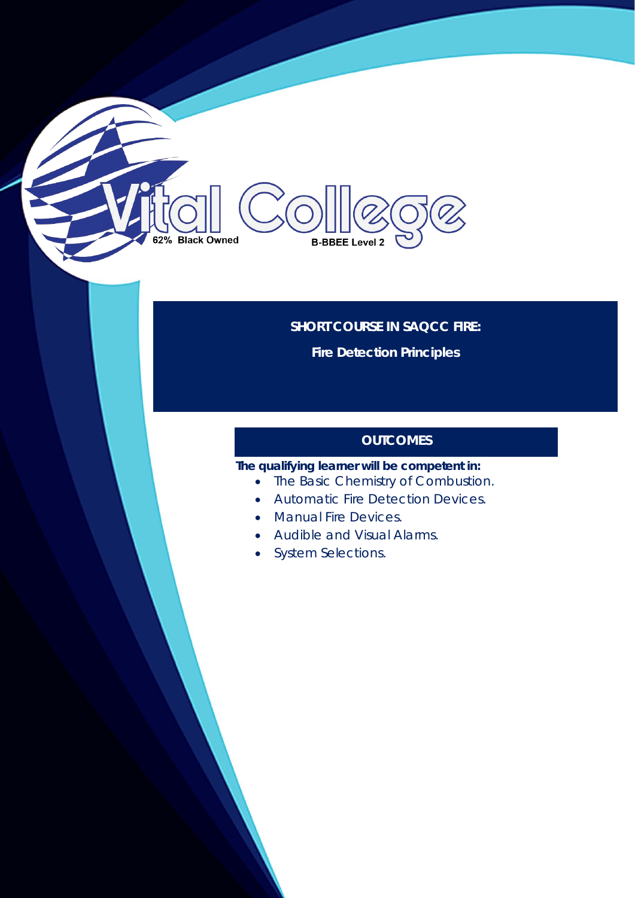Vital College

62% Black Owned

B-BBEE Level 2

## SHORT COURSE IN SAQCC FIRE:

## Fire Detection Principles

### OUTCOMES

**The qualifying learner will be competent in:**

- The Basic Chemistry of Combustion.
- Automatic Fire Detection Devices.
- Manual Fire Devices.
- Audible and Visual Alarms.
- System Selections.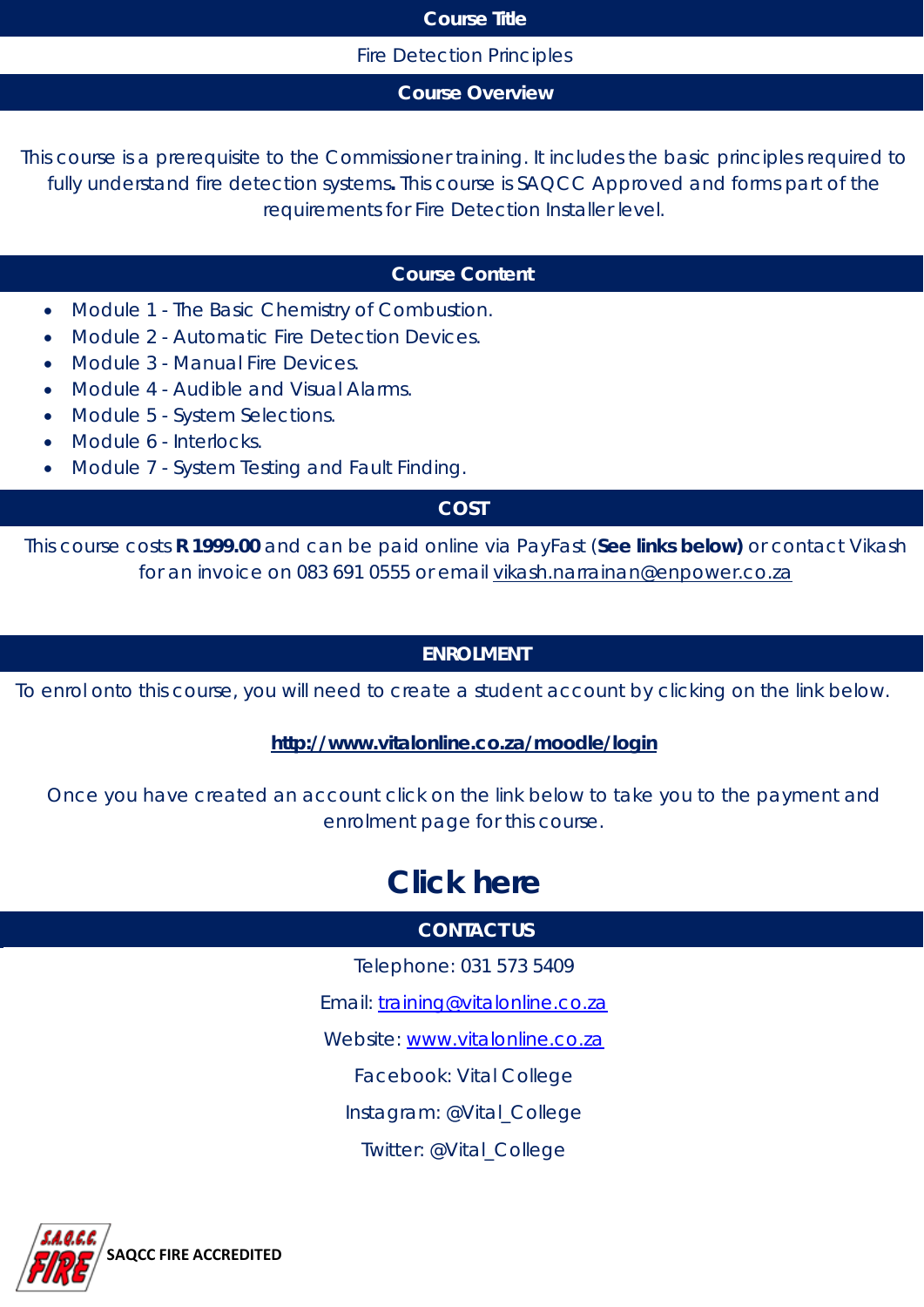## Course Title

Fire Detection Principles

## Course Overview

This course is a prerequisite to the Commissioner training. It includes the basic principles required to fully understand fire detection systems**.** This course is SAQCC Approved and forms part of the requirements for Fire Detection Installer level.

## Course Content

- Module 1 - The Basic Chemistry of Combustion.
- Module 2 - Automatic Fire Detection Devices.
- Module 3 - Manual Fire Devices.
- Module 4 - Audible and Visual Alarms.
- Module 5 - System Selections.
- Module 6 - Interlocks.
- Module 7 - System Testing and Fault Finding.

## COST

This course costs **R 1999.00** and can be paid online via PayFast (**See links below)** or contact Vikash for an invoice on 083 691 0555 or email vikash.narrainan@enpower.co.za

## ENROLMENT

To enrol onto this course, you will need to create a student account by clicking on the link below.

**http://www.vitalonline.co.za/moodle/login**

Once you have created an account click on the link below to take you to the payment and enrolment page for this course.

# Click here

## CONTACT US

Telephone: 031 573 5409

Email: training@vitalonline.co.za

Website: www.vitalonline.co.za

Facebook: Vital College

Instagram: @Vital_College

Twitter: @Vital_College

SAQCC FIRE ACCREDITED